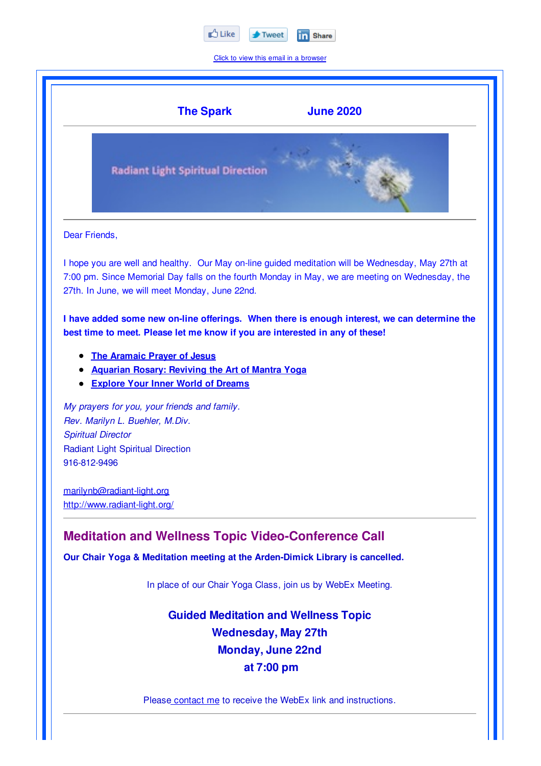Like Tweet Share

Click to view this email in a browser

## The Spark June 2020

Radiant Light Spiritual Direction

Dear Friends,

I hope you are well and healthy. Our May on-line guided meditation will be Wednesday, May 27th at 7:00 pm. Since Memorial Day falls on the fourth Monday in May, we are meeting on Wednesday, the 27th. In June, we will meet Monday, June 22nd.

**I have added some new on-line offerings. When there is enough interest, we can determine the best time to meet. Please let me know if you are interested in any of these!**

- **The Aramaic Prayer of Jesus**
- **Aquarian Rosary: Reviving the Art of Mantra Yoga**
- **Explore Your Inner World of Dreams**

*My prayers for you, your friends and family.*
*Rev. Marilyn L. Buehler, M.Div.*
*Spiritual Director*
Radiant Light Spiritual Direction
916-812-9496

marilynb@radiant-light.org
http://www.radiant-light.org/

## Meditation and Wellness Topic Video-Conference Call

**Our Chair Yoga & Meditation meeting at the Arden-Dimick Library is cancelled.**

In place of our Chair Yoga Class, join us by WebEx Meeting.

**Guided Meditation and Wellness Topic**
**Wednesday, May 27th**
**Monday, June 22nd**
**at 7:00 pm**

Please contact me to receive the WebEx link and instructions.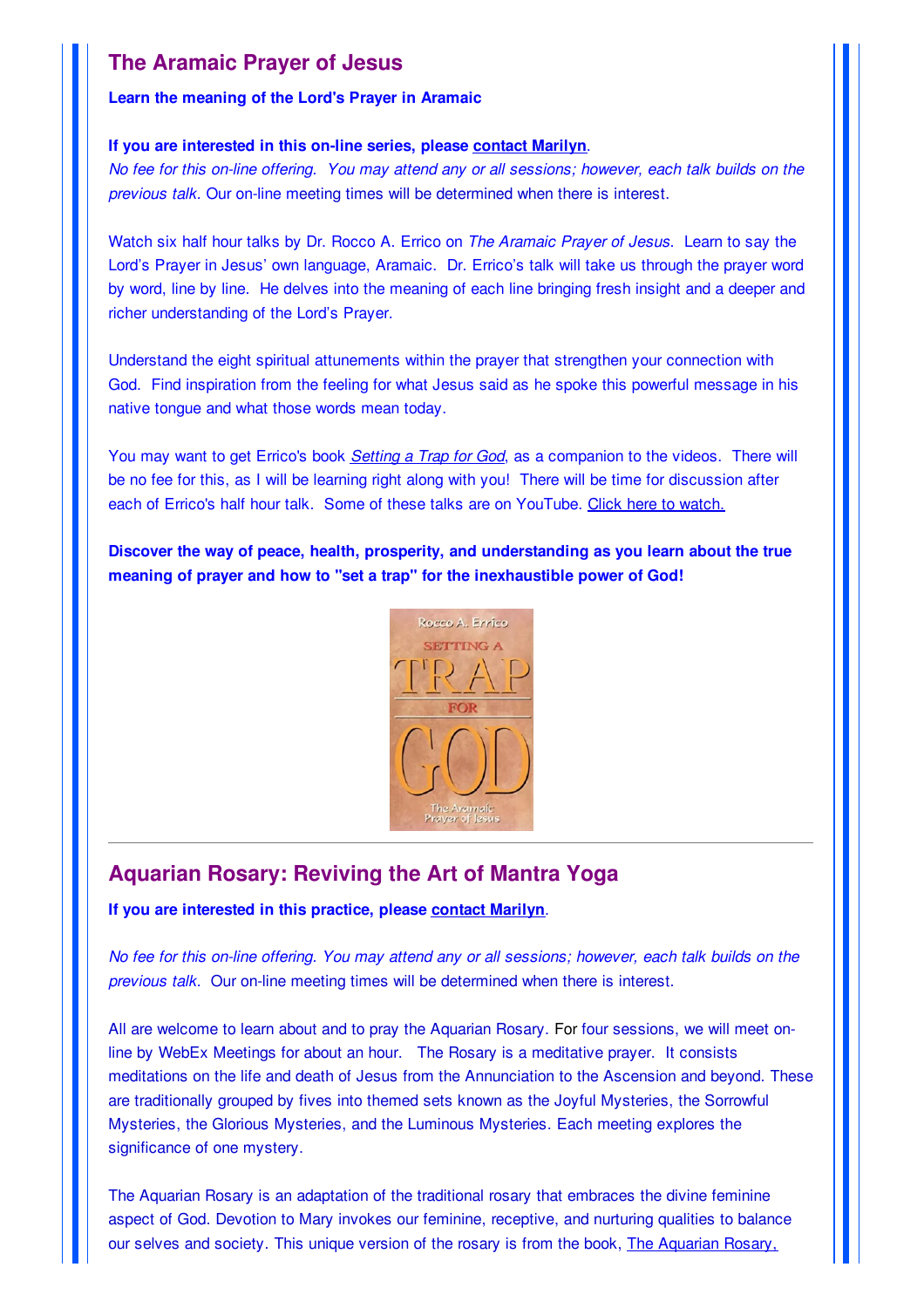## The Aramaic Prayer of Jesus

**Learn the meaning of the Lord's Prayer in Aramaic**

**If you are interested in this on-line series, please contact Marilyn.**

*No fee for this on-line offering. You may attend any or all sessions; however, each talk builds on the previous talk.* Our on-line meeting times will be determined when there is interest.

Watch six half hour talks by Dr. Rocco A. Errico on *The Aramaic Prayer of Jesus*. Learn to say the Lord's Prayer in Jesus' own language, Aramaic. Dr. Errico's talk will take us through the prayer word by word, line by line. He delves into the meaning of each line bringing fresh insight and a deeper and richer understanding of the Lord's Prayer.

Understand the eight spiritual attunements within the prayer that strengthen your connection with God. Find inspiration from the feeling for what Jesus said as he spoke this powerful message in his native tongue and what those words mean today.

You may want to get Errico's book *Setting a Trap for God*, as a companion to the videos. There will be no fee for this, as I will be learning right along with you! There will be time for discussion after each of Errico's half hour talk. Some of these talks are on YouTube. Click here to watch.

**Discover the way of peace, health, prosperity, and understanding as you learn about the true meaning of prayer and how to "set a trap" for the inexhaustible power of God!**

---

## Aquarian Rosary: Reviving the Art of Mantra Yoga

**If you are interested in this practice, please contact Marilyn.**

*No fee for this on-line offering. You may attend any or all sessions; however, each talk builds on the previous talk.* Our on-line meeting times will be determined when there is interest.

All are welcome to learn about and to pray the Aquarian Rosary. For four sessions, we will meet on-line by WebEx Meetings for about an hour. The Rosary is a meditative prayer. It consists meditations on the life and death of Jesus from the Annunciation to the Ascension and beyond. These are traditionally grouped by fives into themed sets known as the Joyful Mysteries, the Sorrowful Mysteries, the Glorious Mysteries, and the Luminous Mysteries. Each meeting explores the significance of one mystery.

The Aquarian Rosary is an adaptation of the traditional rosary that embraces the divine feminine aspect of God. Devotion to Mary invokes our feminine, receptive, and nurturing qualities to balance our selves and society. This unique version of the rosary is from the book, The Aquarian Rosary,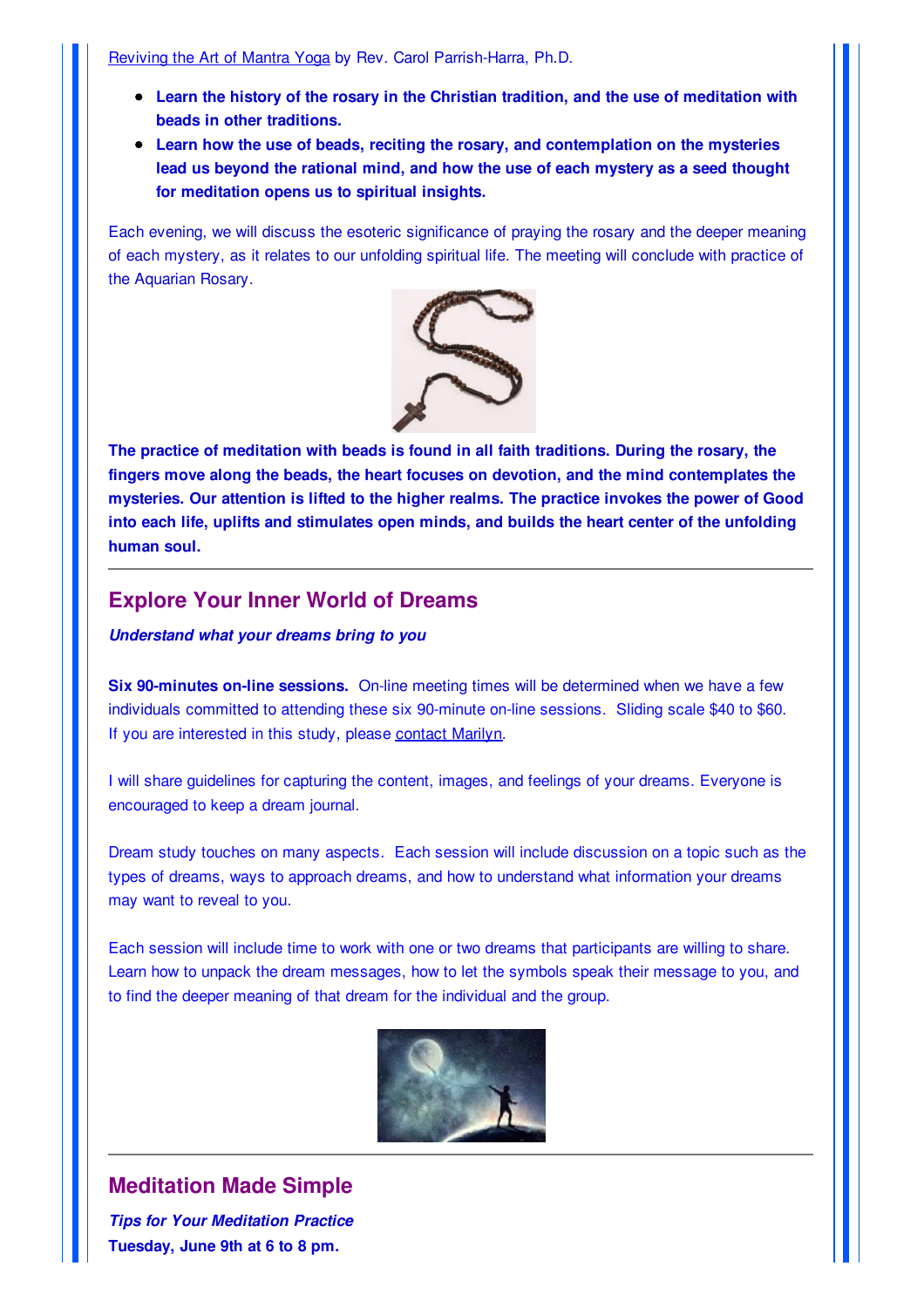Reviving the Art of Mantra Yoga by Rev. Carol Parrish-Harra, Ph.D.

- **Learn the history of the rosary in the Christian tradition, and the use of meditation with beads in other traditions.**
- **Learn how the use of beads, reciting the rosary, and contemplation on the mysteries lead us beyond the rational mind, and how the use of each mystery as a seed thought for meditation opens us to spiritual insights.**

Each evening, we will discuss the esoteric significance of praying the rosary and the deeper meaning of each mystery, as it relates to our unfolding spiritual life. The meeting will conclude with practice of the Aquarian Rosary.

**The practice of meditation with beads is found in all faith traditions. During the rosary, the fingers move along the beads, the heart focuses on devotion, and the mind contemplates the mysteries. Our attention is lifted to the higher realms. The practice invokes the power of Good into each life, uplifts and stimulates open minds, and builds the heart center of the unfolding human soul.**

---

## Explore Your Inner World of Dreams

***Understand what your dreams bring to you***

**Six 90-minutes on-line sessions.** On-line meeting times will be determined when we have a few individuals committed to attending these six 90-minute on-line sessions. Sliding scale $40 to $60. If you are interested in this study, please contact Marilyn.

I will share guidelines for capturing the content, images, and feelings of your dreams. Everyone is encouraged to keep a dream journal.

Dream study touches on many aspects. Each session will include discussion on a topic such as the types of dreams, ways to approach dreams, and how to understand what information your dreams may want to reveal to you.

Each session will include time to work with one or two dreams that participants are willing to share. Learn how to unpack the dream messages, how to let the symbols speak their message to you, and to find the deeper meaning of that dream for the individual and the group.

---

## Meditation Made Simple

***Tips for Your Meditation Practice***

**Tuesday, June 9th at 6 to 8 pm.**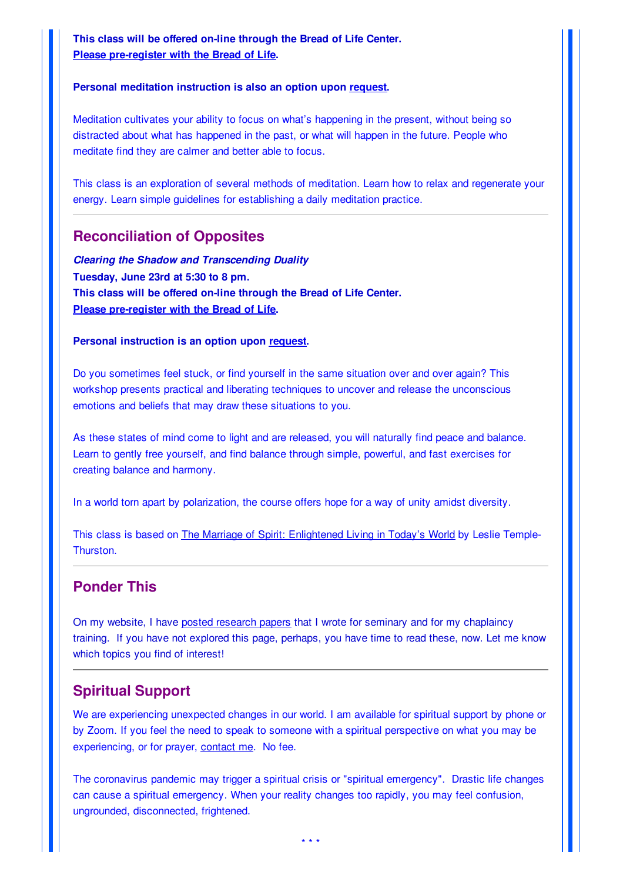**This class will be offered on-line through the Bread of Life Center.**
**Please pre-register with the Bread of Life.**

**Personal meditation instruction is also an option upon request.**

Meditation cultivates your ability to focus on what's happening in the present, without being so distracted about what has happened in the past, or what will happen in the future. People who meditate find they are calmer and better able to focus.

This class is an exploration of several methods of meditation. Learn how to relax and regenerate your energy. Learn simple guidelines for establishing a daily meditation practice.

---

## Reconciliation of Opposites

***Clearing the Shadow and Transcending Duality***
**Tuesday, June 23rd at 5:30 to 8 pm.**
**This class will be offered on-line through the Bread of Life Center.**
**Please pre-register with the Bread of Life.**

**Personal instruction is an option upon request.**

Do you sometimes feel stuck, or find yourself in the same situation over and over again? This workshop presents practical and liberating techniques to uncover and release the unconscious emotions and beliefs that may draw these situations to you.

As these states of mind come to light and are released, you will naturally find peace and balance. Learn to gently free yourself, and find balance through simple, powerful, and fast exercises for creating balance and harmony.

In a world torn apart by polarization, the course offers hope for a way of unity amidst diversity.

This class is based on The Marriage of Spirit: Enlightened Living in Today's World by Leslie Temple-Thurston.

---

## Ponder This

On my website, I have posted research papers that I wrote for seminary and for my chaplaincy training. If you have not explored this page, perhaps, you have time to read these, now. Let me know which topics you find of interest!

---

## Spiritual Support

We are experiencing unexpected changes in our world. I am available for spiritual support by phone or by Zoom. If you feel the need to speak to someone with a spiritual perspective on what you may be experiencing, or for prayer, contact me. No fee.

The coronavirus pandemic may trigger a spiritual crisis or "spiritual emergency". Drastic life changes can cause a spiritual emergency. When your reality changes too rapidly, you may feel confusion, ungrounded, disconnected, frightened.

\* \* \*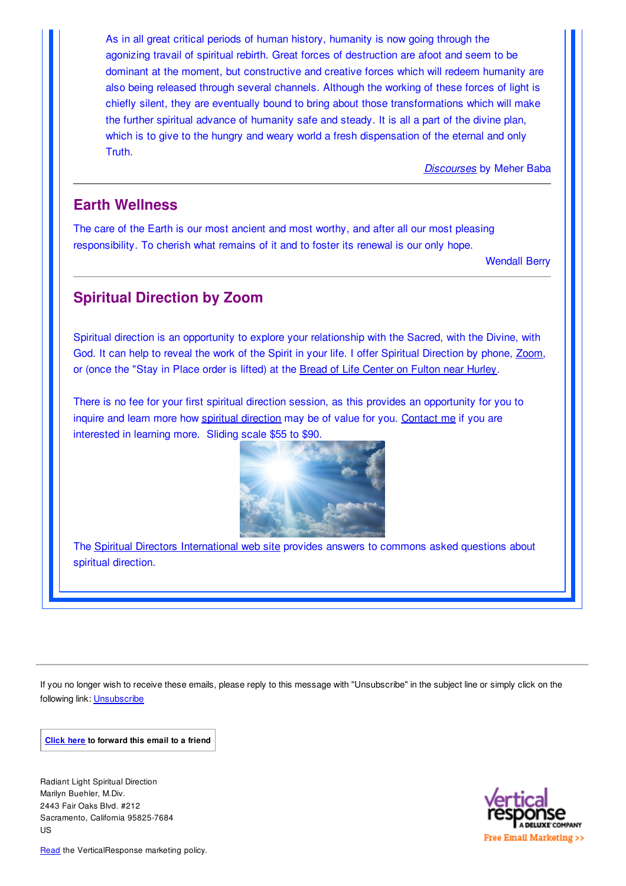As in all great critical periods of human history, humanity is now going through the agonizing travail of spiritual rebirth. Great forces of destruction are afoot and seem to be dominant at the moment, but constructive and creative forces which will redeem humanity are also being released through several channels. Although the working of these forces of light is chiefly silent, they are eventually bound to bring about those transformations which will make the further spiritual advance of humanity safe and steady. It is all a part of the divine plan, which is to give to the hungry and weary world a fresh dispensation of the eternal and only Truth.

*Discourses* by Meher Baba

---

## Earth Wellness

The care of the Earth is our most ancient and most worthy, and after all our most pleasing responsibility. To cherish what remains of it and to foster its renewal is our only hope.

Wendall Berry

---

## Spiritual Direction by Zoom

Spiritual direction is an opportunity to explore your relationship with the Sacred, with the Divine, with God. It can help to reveal the work of the Spirit in your life. I offer Spiritual Direction by phone, Zoom, or (once the "Stay in Place order is lifted) at the Bread of Life Center on Fulton near Hurley.

There is no fee for your first spiritual direction session, as this provides an opportunity for you to inquire and learn more how spiritual direction may be of value for you. Contact me if you are interested in learning more. Sliding scale $55 to $90.

The Spiritual Directors International web site provides answers to commons asked questions about spiritual direction.

---

If you no longer wish to receive these emails, please reply to this message with "Unsubscribe" in the subject line or simply click on the following link: Unsubscribe

**Click here to forward this email to a friend**

Radiant Light Spiritual Direction
Marilyn Buehler, M.Div.
2443 Fair Oaks Blvd. #212
Sacramento, California 95825-7684
US

Read the VerticalResponse marketing policy.

Vertical response A DELUXE COMPANY
Free Email Marketing >>